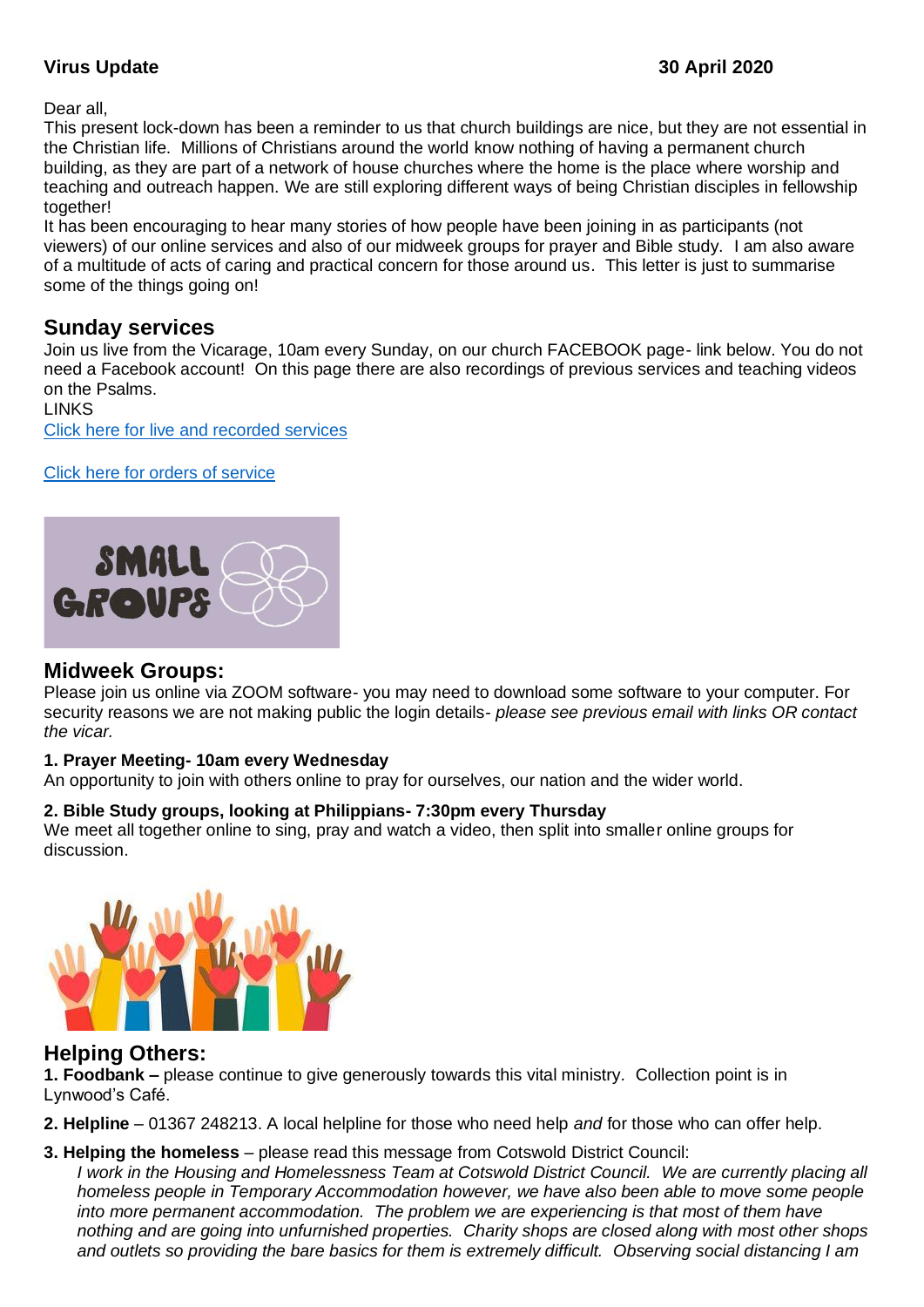**Virus Update** **30 April 2020**

Dear all,
This present lock-down has been a reminder to us that church buildings are nice, but they are not essential in the Christian life. Millions of Christians around the world know nothing of having a permanent church building, as they are part of a network of house churches where the home is the place where worship and teaching and outreach happen. We are still exploring different ways of being Christian disciples in fellowship together!
It has been encouraging to hear many stories of how people have been joining in as participants (not viewers) of our online services and also of our midweek groups for prayer and Bible study. I am also aware of a multitude of acts of caring and practical concern for those around us. This letter is just to summarise some of the things going on!

## Sunday services

Join us live from the Vicarage, 10am every Sunday, on our church FACEBOOK page- link below. You do not need a Facebook account! On this page there are also recordings of previous services and teaching videos on the Psalms.
LINKS
Click here for live and recorded services

Click here for orders of service

## Midweek Groups:

Please join us online via ZOOM software- you may need to download some software to your computer. For security reasons we are not making public the login details- *please see previous email with links OR contact the vicar.*

**1. Prayer Meeting- 10am every Wednesday**
An opportunity to join with others online to pray for ourselves, our nation and the wider world.

**2. Bible Study groups, looking at Philippians- 7:30pm every Thursday**
We meet all together online to sing, pray and watch a video, then split into smaller online groups for discussion.

## Helping Others:

**1. Foodbank –** please continue to give generously towards this vital ministry. Collection point is in Lynwood's Café.

**2. Helpline** – 01367 248213. A local helpline for those who need help *and* for those who can offer help.

**3. Helping the homeless** – please read this message from Cotswold District Council:
*I work in the Housing and Homelessness Team at Cotswold District Council. We are currently placing all homeless people in Temporary Accommodation however, we have also been able to move some people into more permanent accommodation. The problem we are experiencing is that most of them have nothing and are going into unfurnished properties. Charity shops are closed along with most other shops and outlets so providing the bare basics for them is extremely difficult. Observing social distancing I am*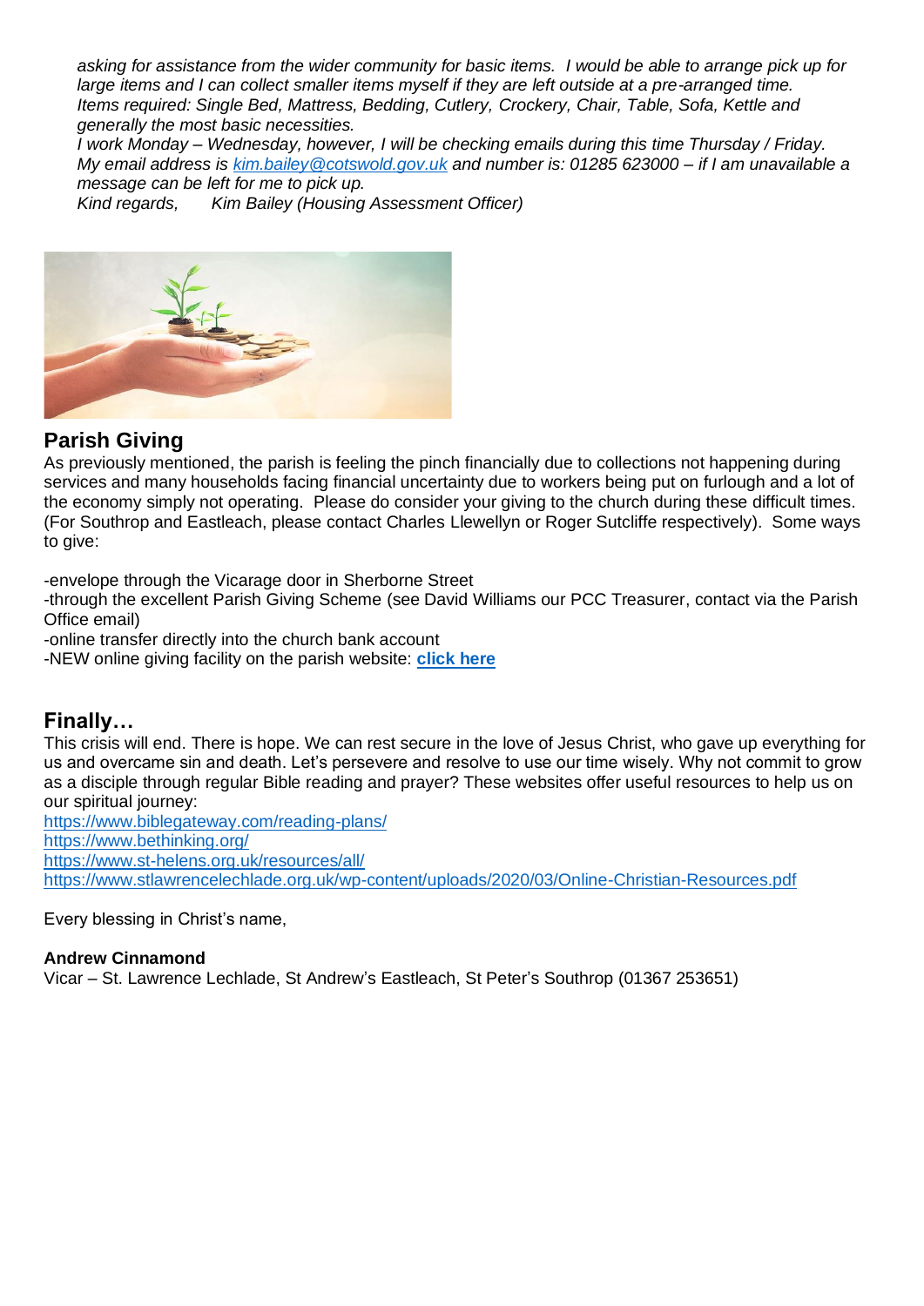*asking for assistance from the wider community for basic items. I would be able to arrange pick up for large items and I can collect smaller items myself if they are left outside at a pre-arranged time.*
*Items required: Single Bed, Mattress, Bedding, Cutlery, Crockery, Chair, Table, Sofa, Kettle and generally the most basic necessities.*
*I work Monday – Wednesday, however, I will be checking emails during this time Thursday / Friday.*
*My email address is kim.bailey@cotswold.gov.uk and number is: 01285 623000 – if I am unavailable a message can be left for me to pick up.*
*Kind regards, Kim Bailey (Housing Assessment Officer)*

## Parish Giving

As previously mentioned, the parish is feeling the pinch financially due to collections not happening during services and many households facing financial uncertainty due to workers being put on furlough and a lot of the economy simply not operating. Please do consider your giving to the church during these difficult times. (For Southrop and Eastleach, please contact Charles Llewellyn or Roger Sutcliffe respectively). Some ways to give:

-envelope through the Vicarage door in Sherborne Street
-through the excellent Parish Giving Scheme (see David Williams our PCC Treasurer, contact via the Parish Office email)
-online transfer directly into the church bank account
-NEW online giving facility on the parish website: **click here**

## Finally…

This crisis will end. There is hope. We can rest secure in the love of Jesus Christ, who gave up everything for us and overcame sin and death. Let's persevere and resolve to use our time wisely. Why not commit to grow as a disciple through regular Bible reading and prayer? These websites offer useful resources to help us on our spiritual journey:
https://www.biblegateway.com/reading-plans/
https://www.bethinking.org/
https://www.st-helens.org.uk/resources/all/
https://www.stlawrencelechlade.org.uk/wp-content/uploads/2020/03/Online-Christian-Resources.pdf

Every blessing in Christ's name,

**Andrew Cinnamond**
Vicar – St. Lawrence Lechlade, St Andrew's Eastleach, St Peter's Southrop (01367 253651)